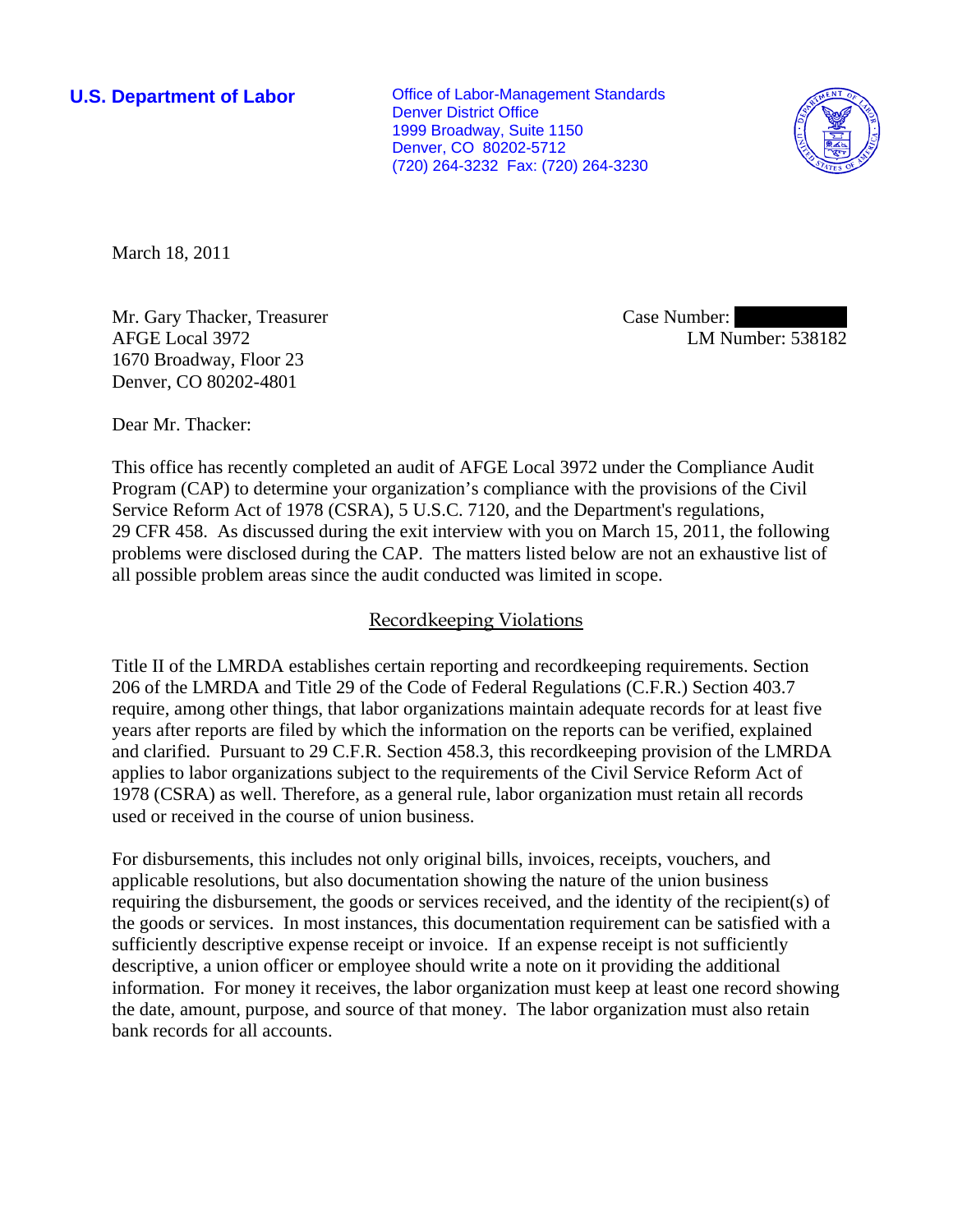**U.S. Department of Labor**

Office of Labor-Management Standards
Denver District Office
1999 Broadway, Suite 1150
Denver, CO 80202-5712
(720) 264-3232 Fax: (720) 264-3230

March 18, 2011

Mr. Gary Thacker, Treasurer
AFGE Local 3972
1670 Broadway, Floor 23
Denver, CO 80202-4801

Case Number: [redacted]
LM Number: 538182

Dear Mr. Thacker:

This office has recently completed an audit of AFGE Local 3972 under the Compliance Audit Program (CAP) to determine your organization's compliance with the provisions of the Civil Service Reform Act of 1978 (CSRA), 5 U.S.C. 7120, and the Department's regulations, 29 CFR 458. As discussed during the exit interview with you on March 15, 2011, the following problems were disclosed during the CAP. The matters listed below are not an exhaustive list of all possible problem areas since the audit conducted was limited in scope.

## Recordkeeping Violations

Title II of the LMRDA establishes certain reporting and recordkeeping requirements. Section 206 of the LMRDA and Title 29 of the Code of Federal Regulations (C.F.R.) Section 403.7 require, among other things, that labor organizations maintain adequate records for at least five years after reports are filed by which the information on the reports can be verified, explained and clarified. Pursuant to 29 C.F.R. Section 458.3, this recordkeeping provision of the LMRDA applies to labor organizations subject to the requirements of the Civil Service Reform Act of 1978 (CSRA) as well. Therefore, as a general rule, labor organization must retain all records used or received in the course of union business.

For disbursements, this includes not only original bills, invoices, receipts, vouchers, and applicable resolutions, but also documentation showing the nature of the union business requiring the disbursement, the goods or services received, and the identity of the recipient(s) of the goods or services. In most instances, this documentation requirement can be satisfied with a sufficiently descriptive expense receipt or invoice. If an expense receipt is not sufficiently descriptive, a union officer or employee should write a note on it providing the additional information. For money it receives, the labor organization must keep at least one record showing the date, amount, purpose, and source of that money. The labor organization must also retain bank records for all accounts.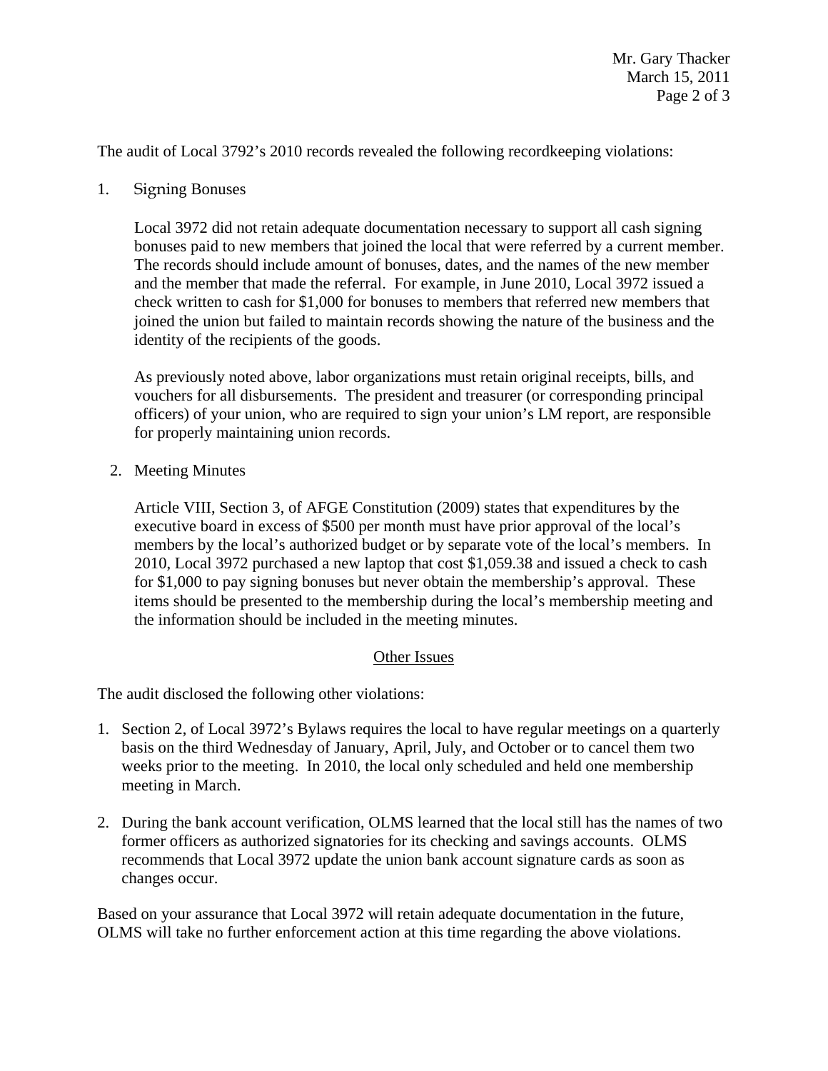The audit of Local 3792's 2010 records revealed the following recordkeeping violations:

1. Signing Bonuses

   Local 3972 did not retain adequate documentation necessary to support all cash signing bonuses paid to new members that joined the local that were referred by a current member. The records should include amount of bonuses, dates, and the names of the new member and the member that made the referral. For example, in June 2010, Local 3972 issued a check written to cash for $1,000 for bonuses to members that referred new members that joined the union but failed to maintain records showing the nature of the business and the identity of the recipients of the goods.

   As previously noted above, labor organizations must retain original receipts, bills, and vouchers for all disbursements. The president and treasurer (or corresponding principal officers) of your union, who are required to sign your union's LM report, are responsible for properly maintaining union records.

2. Meeting Minutes

   Article VIII, Section 3, of AFGE Constitution (2009) states that expenditures by the executive board in excess of $500 per month must have prior approval of the local's members by the local's authorized budget or by separate vote of the local's members. In 2010, Local 3972 purchased a new laptop that cost $1,059.38 and issued a check to cash for $1,000 to pay signing bonuses but never obtain the membership's approval. These items should be presented to the membership during the local's membership meeting and the information should be included in the meeting minutes.

## Other Issues

The audit disclosed the following other violations:

1. Section 2, of Local 3972's Bylaws requires the local to have regular meetings on a quarterly basis on the third Wednesday of January, April, July, and October or to cancel them two weeks prior to the meeting. In 2010, the local only scheduled and held one membership meeting in March.

2. During the bank account verification, OLMS learned that the local still has the names of two former officers as authorized signatories for its checking and savings accounts. OLMS recommends that Local 3972 update the union bank account signature cards as soon as changes occur.

Based on your assurance that Local 3972 will retain adequate documentation in the future, OLMS will take no further enforcement action at this time regarding the above violations.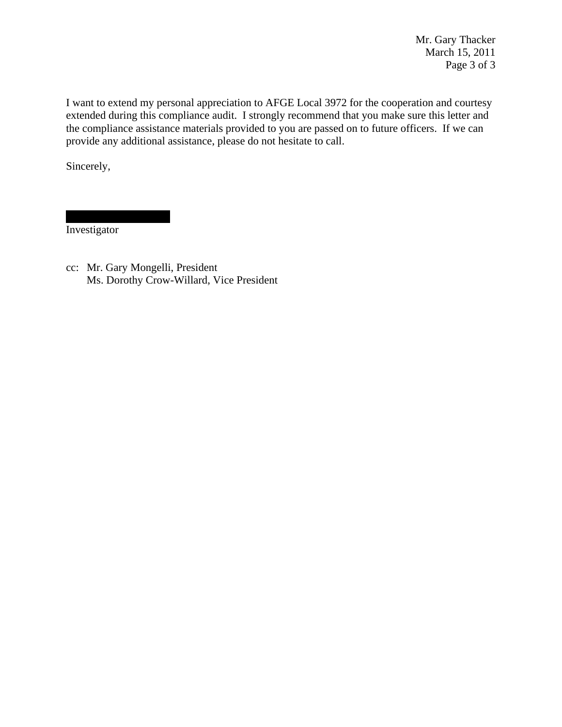I want to extend my personal appreciation to AFGE Local 3972 for the cooperation and courtesy extended during this compliance audit. I strongly recommend that you make sure this letter and the compliance assistance materials provided to you are passed on to future officers. If we can provide any additional assistance, please do not hesitate to call.

Sincerely,

Investigator

cc: Mr. Gary Mongelli, President
Ms. Dorothy Crow-Willard, Vice President